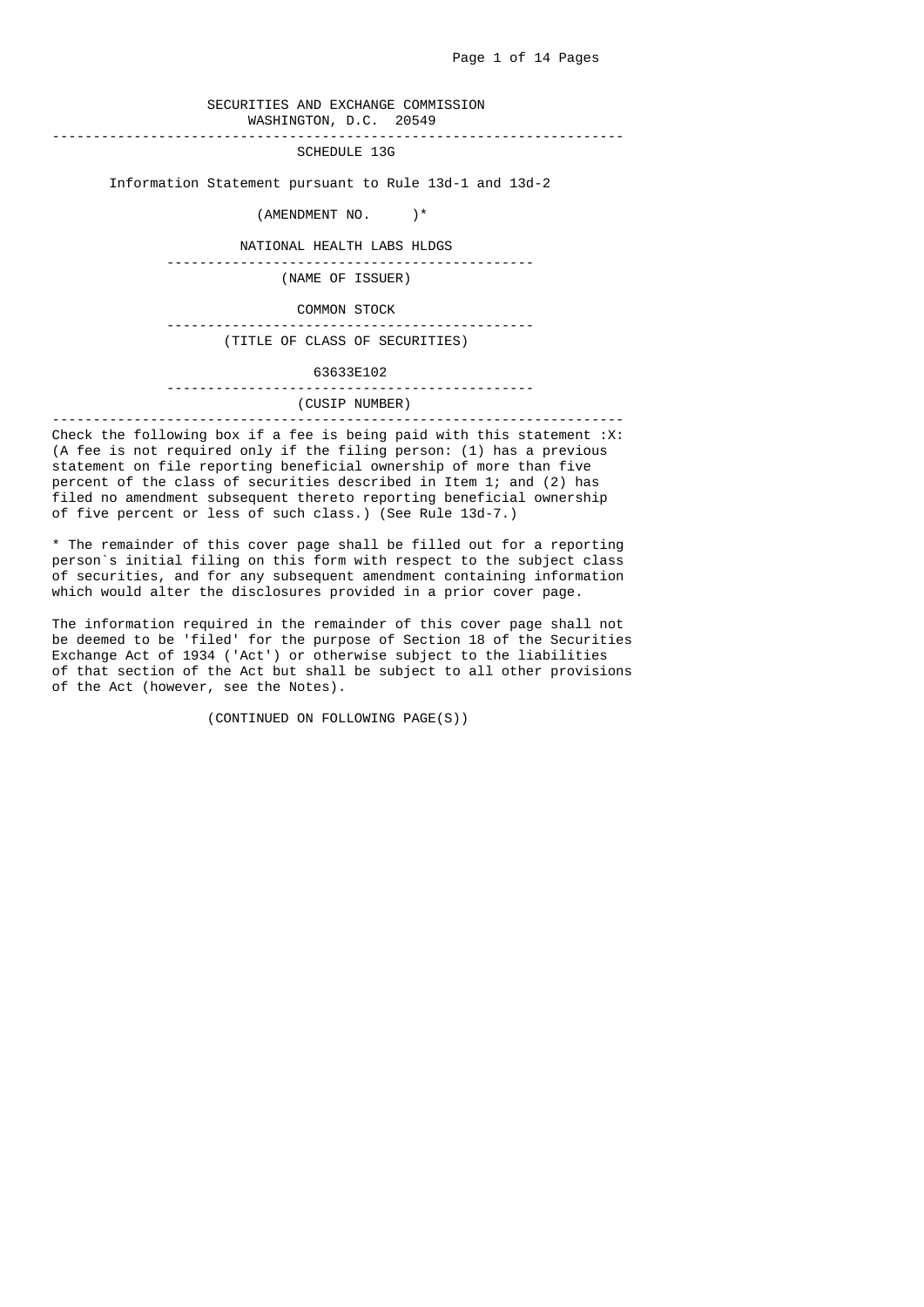SECURITIES AND EXCHANGE COMMISSION
WASHINGTON, D.C. 20549

---

SCHEDULE 13G

Information Statement pursuant to Rule 13d-1 and 13d-2

(AMENDMENT NO. )*

NATIONAL HEALTH LABS HLDGS

---

(NAME OF ISSUER)

COMMON STOCK

---

(TITLE OF CLASS OF SECURITIES)

63633E102

---

(CUSIP NUMBER)

---

Check the following box if a fee is being paid with this statement :X: (A fee is not required only if the filing person: (1) has a previous statement on file reporting beneficial ownership of more than five percent of the class of securities described in Item 1; and (2) has filed no amendment subsequent thereto reporting beneficial ownership of five percent or less of such class.) (See Rule 13d-7.)

* The remainder of this cover page shall be filled out for a reporting person`s initial filing on this form with respect to the subject class of securities, and for any subsequent amendment containing information which would alter the disclosures provided in a prior cover page.

The information required in the remainder of this cover page shall not be deemed to be 'filed' for the purpose of Section 18 of the Securities Exchange Act of 1934 ('Act') or otherwise subject to the liabilities of that section of the Act but shall be subject to all other provisions of the Act (however, see the Notes).

(CONTINUED ON FOLLOWING PAGE(S))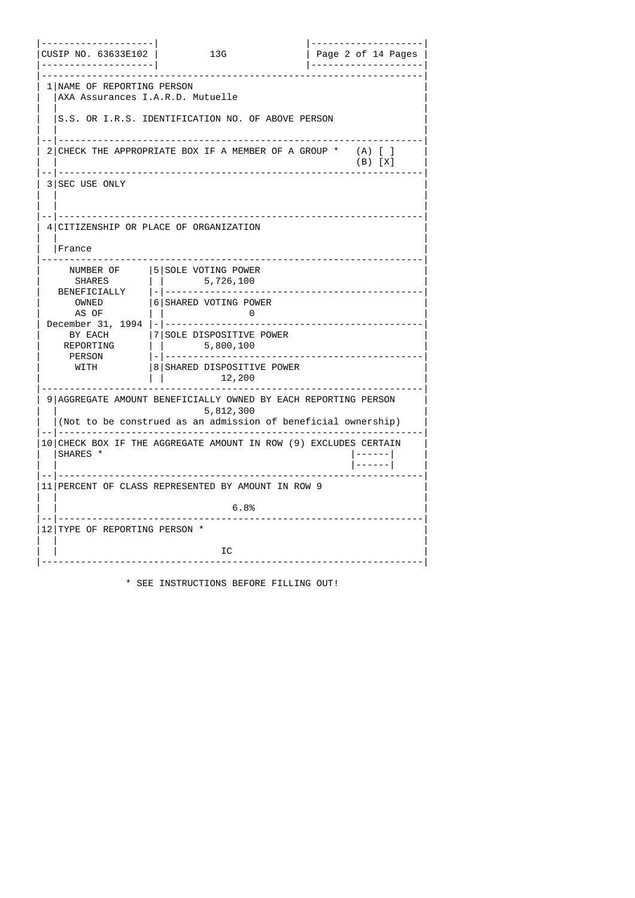| CUSIP NO. 63633E102 | 13G |
|---|---|

| | | |
|---|---|---|
| 1 | NAME OF REPORTING PERSON<br>AXA Assurances I.A.R.D. Mutuelle<br><br>S.S. OR I.R.S. IDENTIFICATION NO. OF ABOVE PERSON | |
| 2 | CHECK THE APPROPRIATE BOX IF A MEMBER OF A GROUP * | (A) [ ]<br>(B) [X] |
| 3 | SEC USE ONLY | |
| 4 | CITIZENSHIP OR PLACE OF ORGANIZATION<br><br>France | |

| NUMBER OF SHARES BENEFICIALLY OWNED AS OF December 31, 1994 BY EACH REPORTING PERSON WITH | | |
|---|---|---|
| | 5 | SOLE VOTING POWER<br>5,726,100 |
| | 6 | SHARED VOTING POWER<br>0 |
| | 7 | SOLE DISPOSITIVE POWER<br>5,800,100 |
| | 8 | SHARED DISPOSITIVE POWER<br>12,200 |

| | | |
|---|---|---|
| 9 | AGGREGATE AMOUNT BENEFICIALLY OWNED BY EACH REPORTING PERSON<br>5,812,300<br>(Not to be construed as an admission of beneficial ownership) | |
| 10 | CHECK BOX IF THE AGGREGATE AMOUNT IN ROW (9) EXCLUDES CERTAIN SHARES * | [ ] |
| 11 | PERCENT OF CLASS REPRESENTED BY AMOUNT IN ROW 9<br><br>6.8% | |
| 12 | TYPE OF REPORTING PERSON *<br><br>IC | |

* SEE INSTRUCTIONS BEFORE FILLING OUT!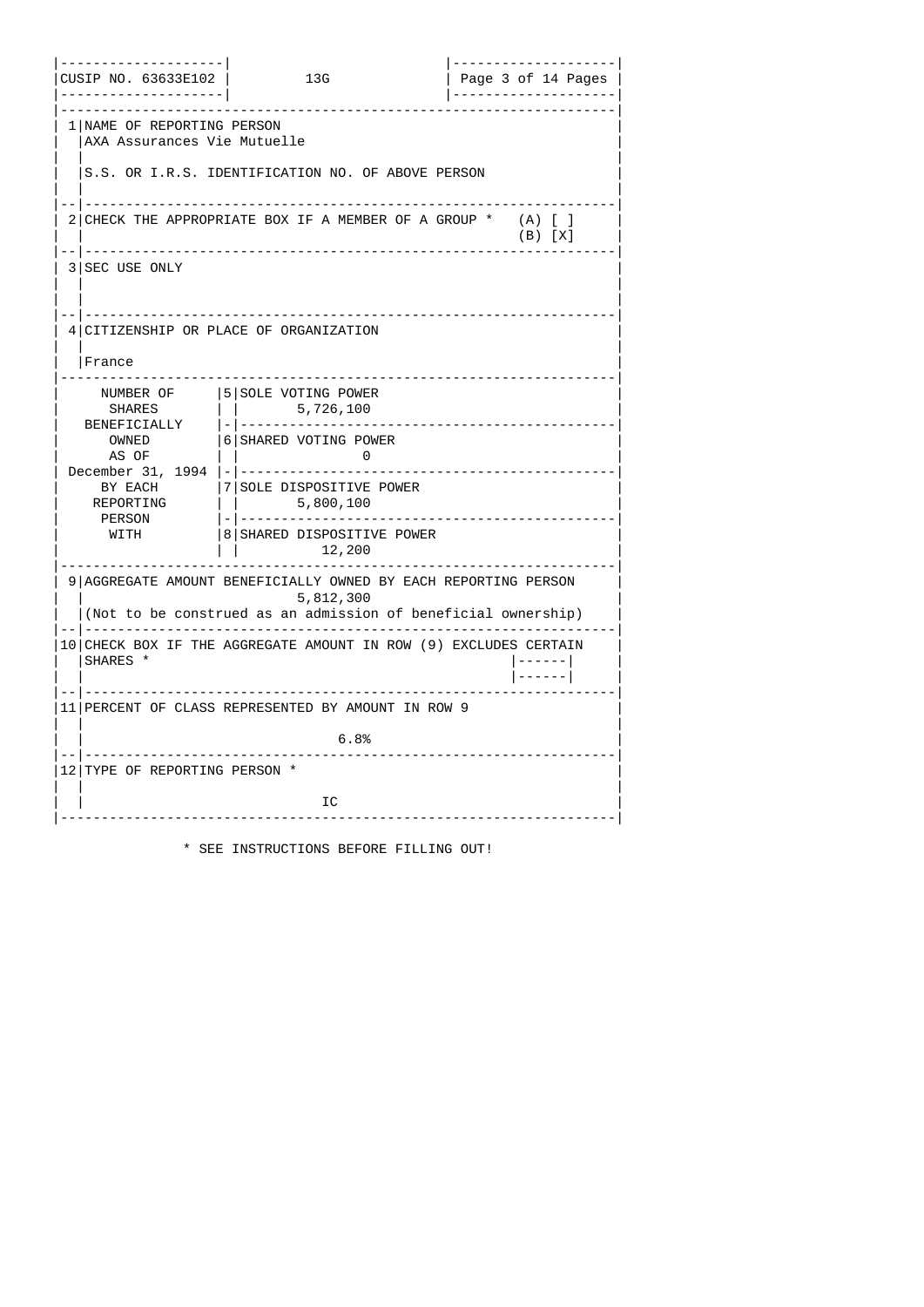| CUSIP NO. 63633E102 | 13G | |
|---|---|---|

| # | Item | |
|---|---|---|
| 1 | NAME OF REPORTING PERSON<br>AXA Assurances Vie Mutuelle<br><br>S.S. OR I.R.S. IDENTIFICATION NO. OF ABOVE PERSON | |
| 2 | CHECK THE APPROPRIATE BOX IF A MEMBER OF A GROUP * | (A) [ ]<br>(B) [X] |
| 3 | SEC USE ONLY | |
| 4 | CITIZENSHIP OR PLACE OF ORGANIZATION<br><br>France | |

| NUMBER OF SHARES BENEFICIALLY OWNED AS OF December 31, 1994 BY EACH REPORTING PERSON WITH | # | Item |
|---|---|---|
| | 5 | SOLE VOTING POWER<br>5,726,100 |
| | 6 | SHARED VOTING POWER<br>0 |
| | 7 | SOLE DISPOSITIVE POWER<br>5,800,100 |
| | 8 | SHARED DISPOSITIVE POWER<br>12,200 |

| # | Item | |
|---|---|---|
| 9 | AGGREGATE AMOUNT BENEFICIALLY OWNED BY EACH REPORTING PERSON<br>5,812,300<br>(Not to be construed as an admission of beneficial ownership) | |
| 10 | CHECK BOX IF THE AGGREGATE AMOUNT IN ROW (9) EXCLUDES CERTAIN SHARES * | [ ] |
| 11 | PERCENT OF CLASS REPRESENTED BY AMOUNT IN ROW 9<br><br>6.8% | |
| 12 | TYPE OF REPORTING PERSON *<br><br>IC | |

* SEE INSTRUCTIONS BEFORE FILLING OUT!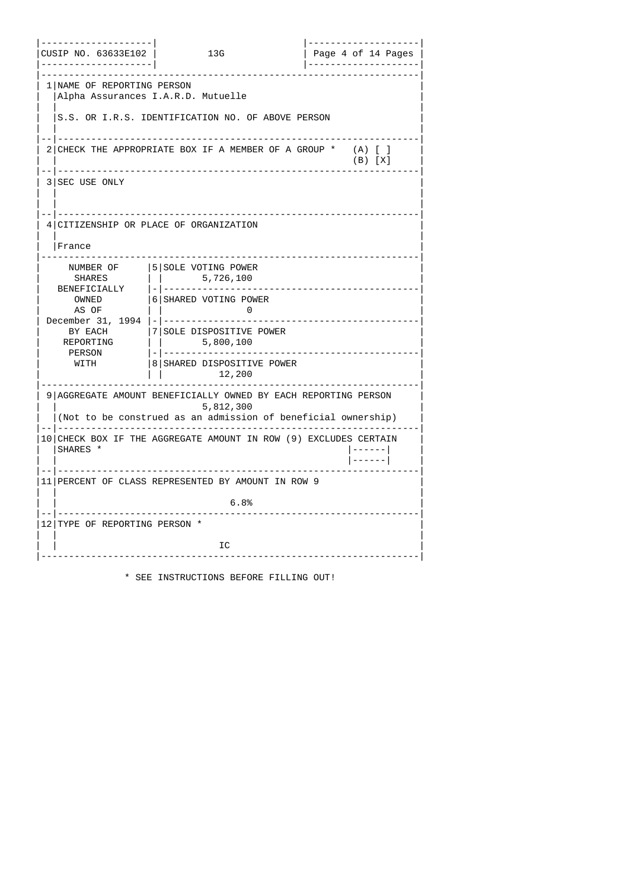| CUSIP NO. 63633E102 | 13G | Page 4 of 14 Pages |
|---|---|---|

| | | |
|---|---|---|
| 1 | NAME OF REPORTING PERSON<br>Alpha Assurances I.A.R.D. Mutuelle<br><br>S.S. OR I.R.S. IDENTIFICATION NO. OF ABOVE PERSON | |
| 2 | CHECK THE APPROPRIATE BOX IF A MEMBER OF A GROUP * | (A) [ ]<br>(B) [X] |
| 3 | SEC USE ONLY | |
| 4 | CITIZENSHIP OR PLACE OF ORGANIZATION<br><br>France | |

| NUMBER OF SHARES BENEFICIALLY OWNED AS OF December 31, 1994 BY EACH REPORTING PERSON WITH | | |
|---|---|---|
| | 5 | SOLE VOTING POWER<br>5,726,100 |
| | 6 | SHARED VOTING POWER<br>0 |
| | 7 | SOLE DISPOSITIVE POWER<br>5,800,100 |
| | 8 | SHARED DISPOSITIVE POWER<br>12,200 |

| | | |
|---|---|---|
| 9 | AGGREGATE AMOUNT BENEFICIALLY OWNED BY EACH REPORTING PERSON<br>5,812,300<br>(Not to be construed as an admission of beneficial ownership) | |
| 10 | CHECK BOX IF THE AGGREGATE AMOUNT IN ROW (9) EXCLUDES CERTAIN SHARES * | [ ] |
| 11 | PERCENT OF CLASS REPRESENTED BY AMOUNT IN ROW 9<br><br>6.8% | |
| 12 | TYPE OF REPORTING PERSON *<br><br>IC | |

* SEE INSTRUCTIONS BEFORE FILLING OUT!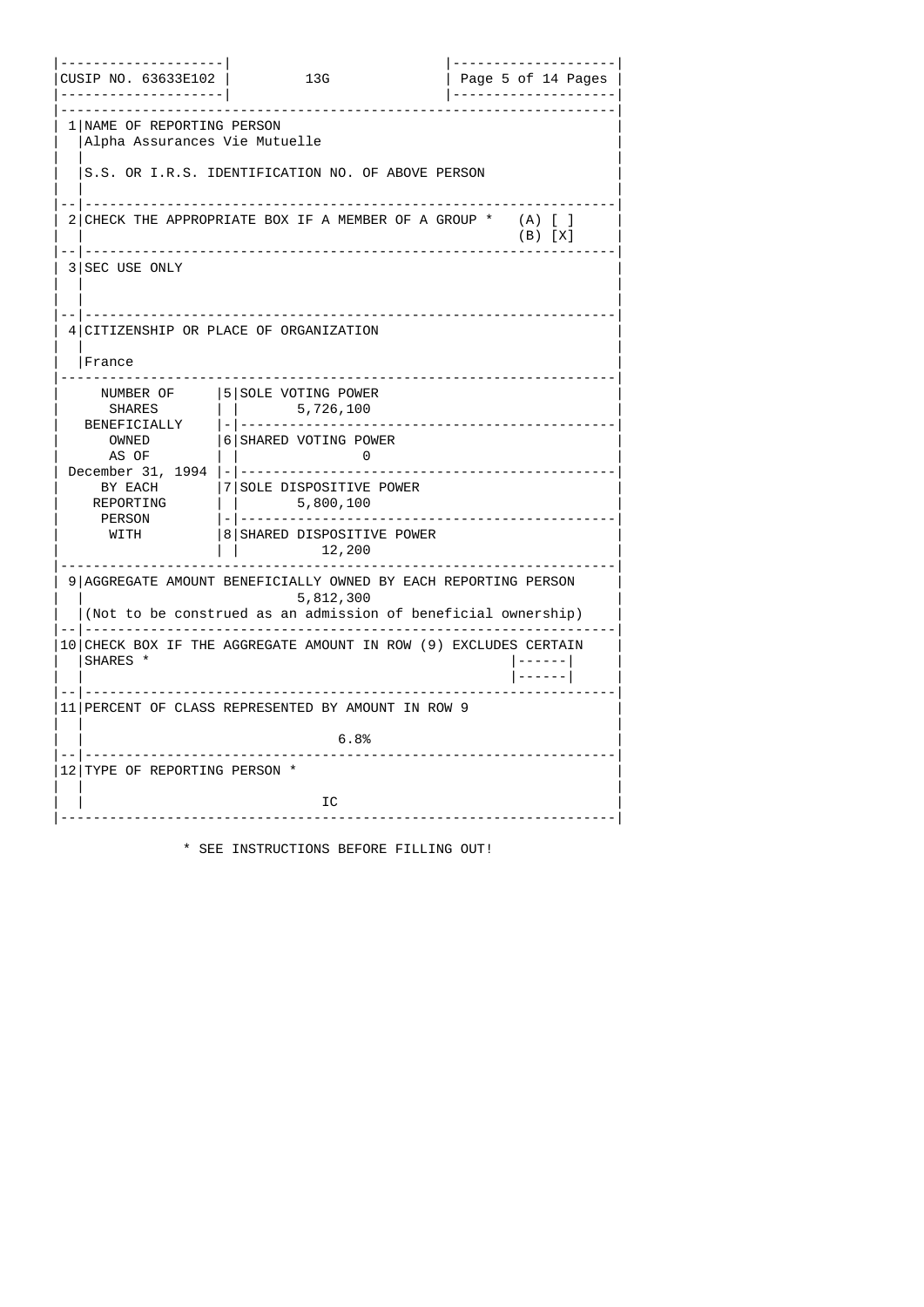| CUSIP NO. 63633E102 | 13G | |
|---|---|---|

| | | |
|---|---|---|
| 1 | NAME OF REPORTING PERSON<br>Alpha Assurances Vie Mutuelle<br><br>S.S. OR I.R.S. IDENTIFICATION NO. OF ABOVE PERSON | |
| 2 | CHECK THE APPROPRIATE BOX IF A MEMBER OF A GROUP * | (A) [ ]<br>(B) [X] |
| 3 | SEC USE ONLY | |
| 4 | CITIZENSHIP OR PLACE OF ORGANIZATION<br><br>France | |

| NUMBER OF SHARES BENEFICIALLY OWNED AS OF December 31, 1994 BY EACH REPORTING PERSON WITH | | |
|---|---|---|
| | 5 | SOLE VOTING POWER<br>5,726,100 |
| | 6 | SHARED VOTING POWER<br>0 |
| | 7 | SOLE DISPOSITIVE POWER<br>5,800,100 |
| | 8 | SHARED DISPOSITIVE POWER<br>12,200 |

| | | |
|---|---|---|
| 9 | AGGREGATE AMOUNT BENEFICIALLY OWNED BY EACH REPORTING PERSON<br>5,812,300<br>(Not to be construed as an admission of beneficial ownership) | |
| 10 | CHECK BOX IF THE AGGREGATE AMOUNT IN ROW (9) EXCLUDES CERTAIN SHARES * | [ ] |
| 11 | PERCENT OF CLASS REPRESENTED BY AMOUNT IN ROW 9<br><br>6.8% | |
| 12 | TYPE OF REPORTING PERSON *<br><br>IC | |

* SEE INSTRUCTIONS BEFORE FILLING OUT!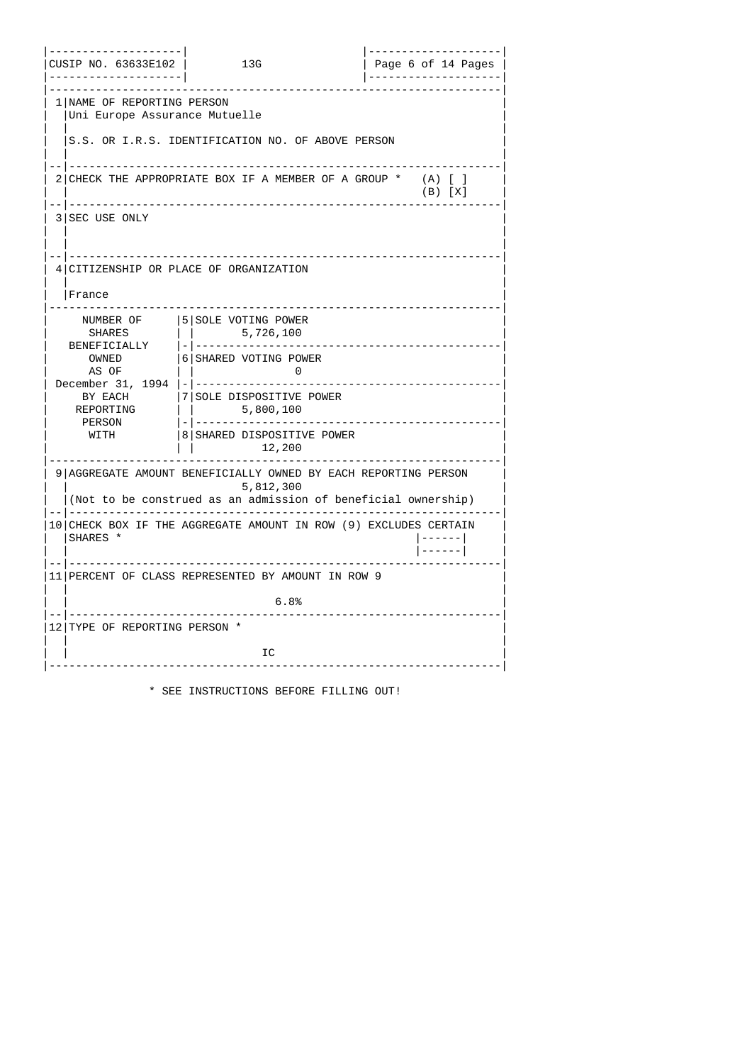| CUSIP NO. 63633E102 | 13G | |
|---|---|---|

| | | |
|---|---|---|
| 1 | NAME OF REPORTING PERSON<br>Uni Europe Assurance Mutuelle<br><br>S.S. OR I.R.S. IDENTIFICATION NO. OF ABOVE PERSON | |
| 2 | CHECK THE APPROPRIATE BOX IF A MEMBER OF A GROUP * | (A) [ ]<br>(B) [X] |
| 3 | SEC USE ONLY | |
| 4 | CITIZENSHIP OR PLACE OF ORGANIZATION<br><br>France | |

| NUMBER OF SHARES BENEFICIALLY OWNED AS OF December 31, 1994 BY EACH REPORTING PERSON WITH | | |
|---|---|---|
| | 5 | SOLE VOTING POWER<br>5,726,100 |
| | 6 | SHARED VOTING POWER<br>0 |
| | 7 | SOLE DISPOSITIVE POWER<br>5,800,100 |
| | 8 | SHARED DISPOSITIVE POWER<br>12,200 |

| | | |
|---|---|---|
| 9 | AGGREGATE AMOUNT BENEFICIALLY OWNED BY EACH REPORTING PERSON<br>5,812,300<br>(Not to be construed as an admission of beneficial ownership) | |
| 10 | CHECK BOX IF THE AGGREGATE AMOUNT IN ROW (9) EXCLUDES CERTAIN SHARES * | [ ] |
| 11 | PERCENT OF CLASS REPRESENTED BY AMOUNT IN ROW 9<br><br>6.8% | |
| 12 | TYPE OF REPORTING PERSON *<br><br>IC | |

* SEE INSTRUCTIONS BEFORE FILLING OUT!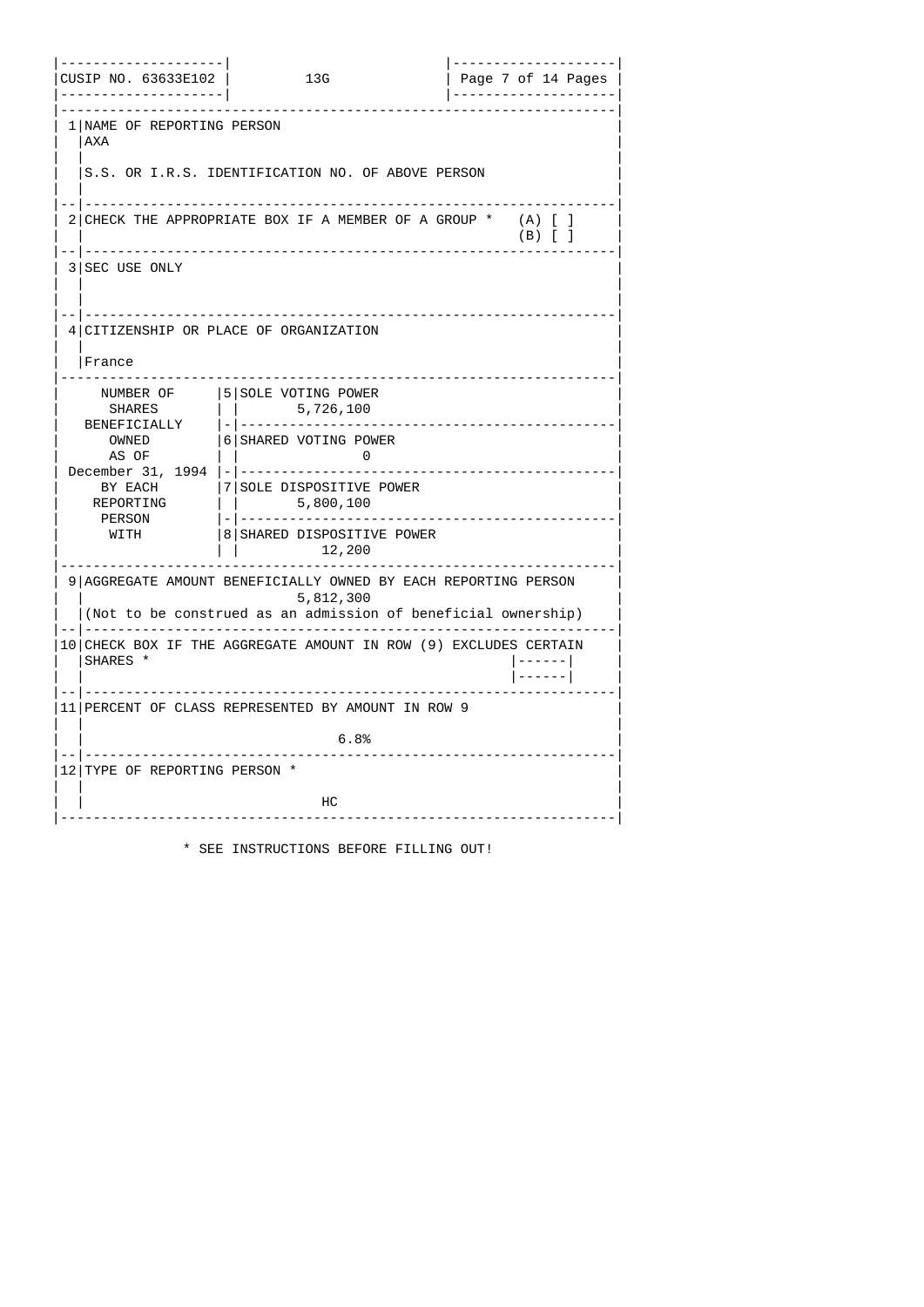| CUSIP NO. 63633E102 | 13G | |
|---|---|---|

| | | |
|---|---|---|
| 1 | NAME OF REPORTING PERSON<br>AXA<br><br>S.S. OR I.R.S. IDENTIFICATION NO. OF ABOVE PERSON | |
| 2 | CHECK THE APPROPRIATE BOX IF A MEMBER OF A GROUP * | (A) [ ]<br>(B) [ ] |
| 3 | SEC USE ONLY | |
| 4 | CITIZENSHIP OR PLACE OF ORGANIZATION<br><br>France | |

| NUMBER OF SHARES BENEFICIALLY OWNED AS OF December 31, 1994 BY EACH REPORTING PERSON WITH | | |
|---|---|---|
| | 5 | SOLE VOTING POWER<br>5,726,100 |
| | 6 | SHARED VOTING POWER<br>0 |
| | 7 | SOLE DISPOSITIVE POWER<br>5,800,100 |
| | 8 | SHARED DISPOSITIVE POWER<br>12,200 |

| | | |
|---|---|---|
| 9 | AGGREGATE AMOUNT BENEFICIALLY OWNED BY EACH REPORTING PERSON<br>5,812,300<br>(Not to be construed as an admission of beneficial ownership) | |
| 10 | CHECK BOX IF THE AGGREGATE AMOUNT IN ROW (9) EXCLUDES CERTAIN SHARES * | [ ] |
| 11 | PERCENT OF CLASS REPRESENTED BY AMOUNT IN ROW 9<br><br>6.8% | |
| 12 | TYPE OF REPORTING PERSON *<br><br>HC | |

* SEE INSTRUCTIONS BEFORE FILLING OUT!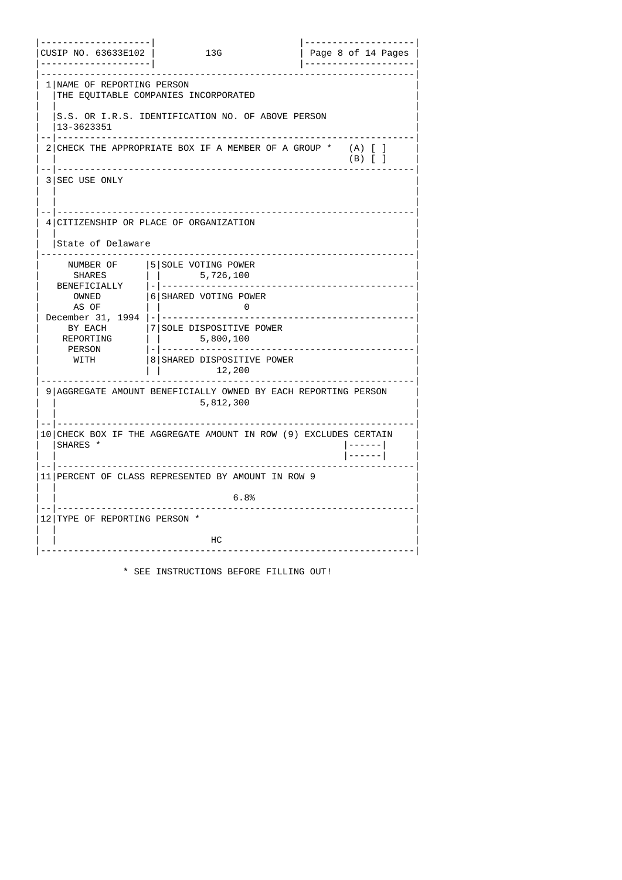| CUSIP NO. 63633E102 | 13G | |
|---|---|---|

| | | |
|---|---|---|
| 1 | NAME OF REPORTING PERSON<br>THE EQUITABLE COMPANIES INCORPORATED<br><br>S.S. OR I.R.S. IDENTIFICATION NO. OF ABOVE PERSON<br>13-3623351 | |
| 2 | CHECK THE APPROPRIATE BOX IF A MEMBER OF A GROUP * | (A) [ ]<br>(B) [ ] |
| 3 | SEC USE ONLY | |
| 4 | CITIZENSHIP OR PLACE OF ORGANIZATION<br><br>State of Delaware | |

| NUMBER OF SHARES BENEFICIALLY OWNED AS OF December 31, 1994 BY EACH REPORTING PERSON WITH | | |
|---|---|---|
| | 5 | SOLE VOTING POWER<br>5,726,100 |
| | 6 | SHARED VOTING POWER<br>0 |
| | 7 | SOLE DISPOSITIVE POWER<br>5,800,100 |
| | 8 | SHARED DISPOSITIVE POWER<br>12,200 |

| | | |
|---|---|---|
| 9 | AGGREGATE AMOUNT BENEFICIALLY OWNED BY EACH REPORTING PERSON<br>5,812,300 | |
| 10 | CHECK BOX IF THE AGGREGATE AMOUNT IN ROW (9) EXCLUDES CERTAIN SHARES * | [ ] |
| 11 | PERCENT OF CLASS REPRESENTED BY AMOUNT IN ROW 9<br><br>6.8% | |
| 12 | TYPE OF REPORTING PERSON *<br><br>HC | |

\* SEE INSTRUCTIONS BEFORE FILLING OUT!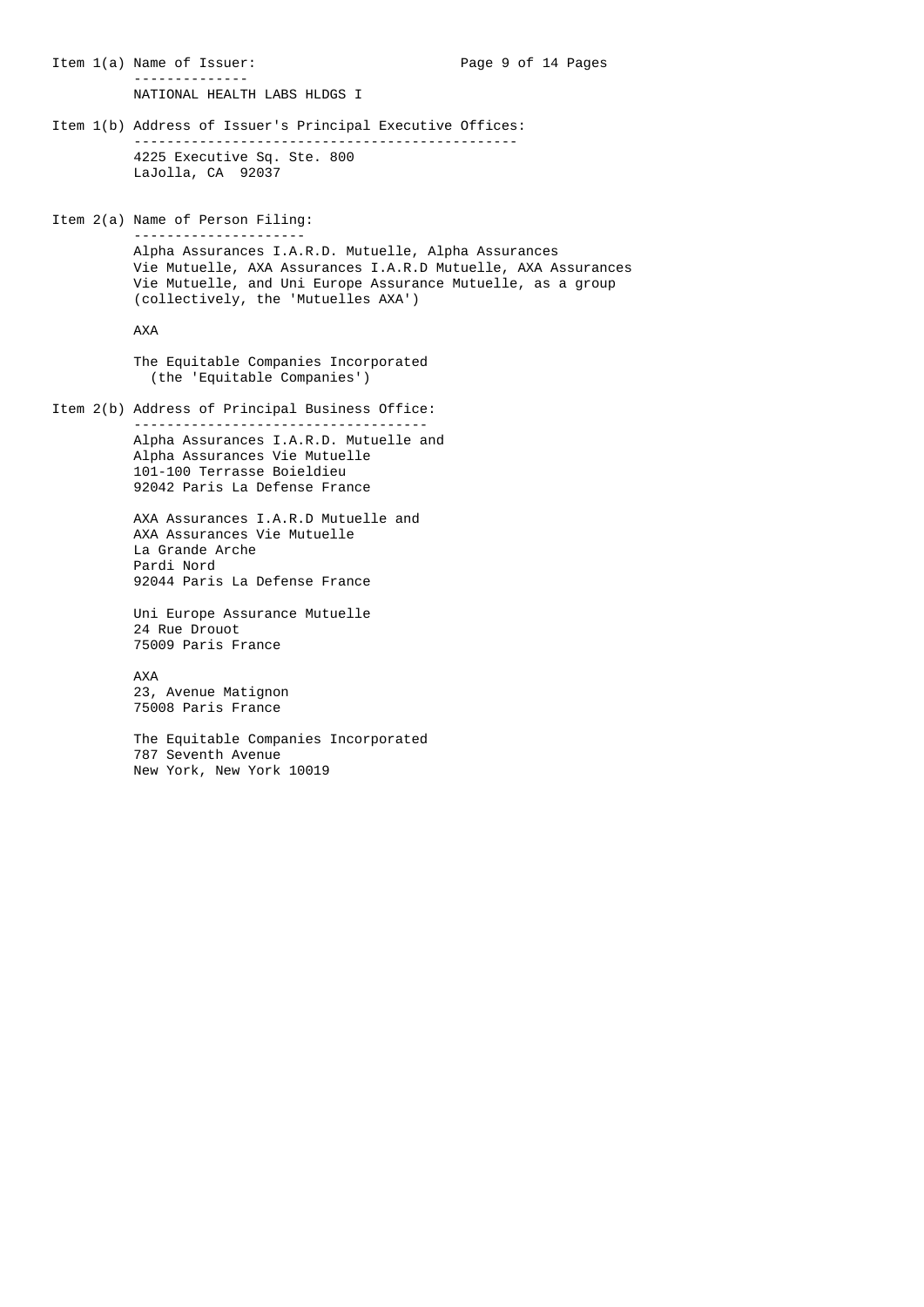Item 1(a) Name of Issuer:

NATIONAL HEALTH LABS HLDGS I

Item 1(b) Address of Issuer's Principal Executive Offices:

4225 Executive Sq. Ste. 800
LaJolla, CA 92037

Item 2(a) Name of Person Filing:

Alpha Assurances I.A.R.D. Mutuelle, Alpha Assurances Vie Mutuelle, AXA Assurances I.A.R.D Mutuelle, AXA Assurances Vie Mutuelle, and Uni Europe Assurance Mutuelle, as a group (collectively, the 'Mutuelles AXA')

AXA

The Equitable Companies Incorporated
(the 'Equitable Companies')

Item 2(b) Address of Principal Business Office:

Alpha Assurances I.A.R.D. Mutuelle and
Alpha Assurances Vie Mutuelle
101-100 Terrasse Boieldieu
92042 Paris La Defense France

AXA Assurances I.A.R.D Mutuelle and
AXA Assurances Vie Mutuelle
La Grande Arche
Pardi Nord
92044 Paris La Defense France

Uni Europe Assurance Mutuelle
24 Rue Drouot
75009 Paris France

AXA
23, Avenue Matignon
75008 Paris France

The Equitable Companies Incorporated
787 Seventh Avenue
New York, New York 10019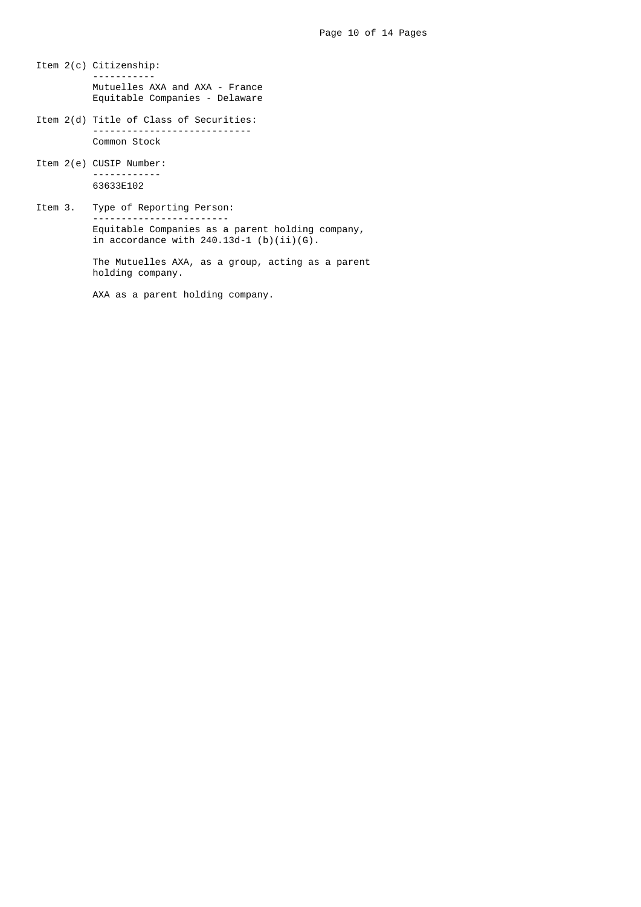Item 2(c) Citizenship:

Mutuelles AXA and AXA - France
Equitable Companies - Delaware

Item 2(d) Title of Class of Securities:

Common Stock

Item 2(e) CUSIP Number:

63633E102

Item 3. Type of Reporting Person:

Equitable Companies as a parent holding company, in accordance with 240.13d-1 (b)(ii)(G).

The Mutuelles AXA, as a group, acting as a parent holding company.

AXA as a parent holding company.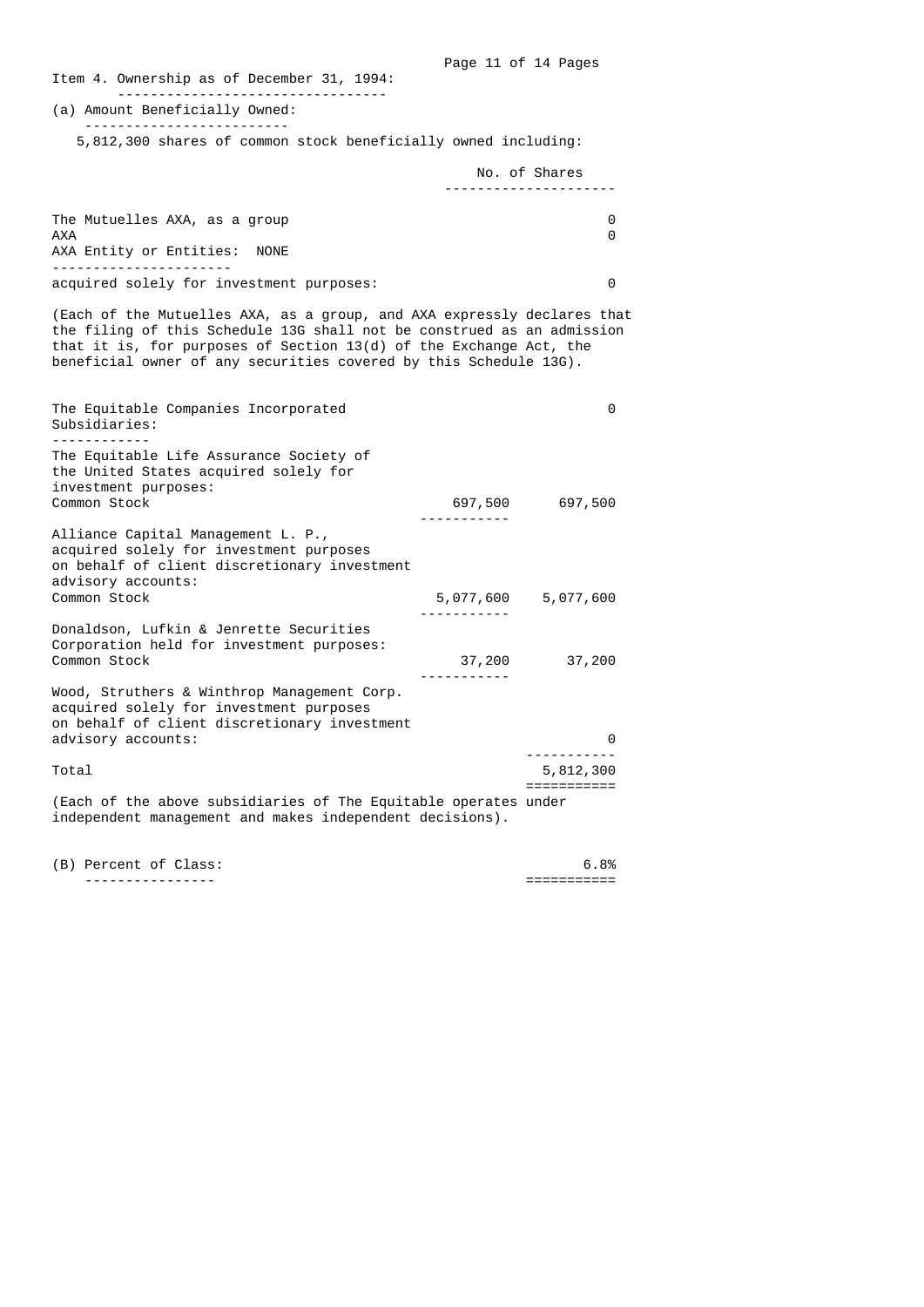Item 4. Ownership as of December 31, 1994:

(a) Amount Beneficially Owned:

5,812,300 shares of common stock beneficially owned including:

| | | No. of Shares |
|---|---|---|
| The Mutuelles AXA, as a group | | 0 |
| AXA | | 0 |
| AXA Entity or Entities: NONE | | |
| acquired solely for investment purposes: | | 0 |

(Each of the Mutuelles AXA, as a group, and AXA expressly declares that the filing of this Schedule 13G shall not be construed as an admission that it is, for purposes of Section 13(d) of the Exchange Act, the beneficial owner of any securities covered by this Schedule 13G).

| | | |
|---|---|---|
| The Equitable Companies Incorporated | | 0 |
| Subsidiaries: | | |
| The Equitable Life Assurance Society of the United States acquired solely for investment purposes: Common Stock | 697,500 | 697,500 |
| Alliance Capital Management L. P., acquired solely for investment purposes on behalf of client discretionary investment advisory accounts: Common Stock | 5,077,600 | 5,077,600 |
| Donaldson, Lufkin & Jenrette Securities Corporation held for investment purposes: Common Stock | 37,200 | 37,200 |
| Wood, Struthers & Winthrop Management Corp. acquired solely for investment purposes on behalf of client discretionary investment advisory accounts: | | 0 |
| Total | | 5,812,300 |

(Each of the above subsidiaries of The Equitable operates under independent management and makes independent decisions).

(B) Percent of Class: 6.8%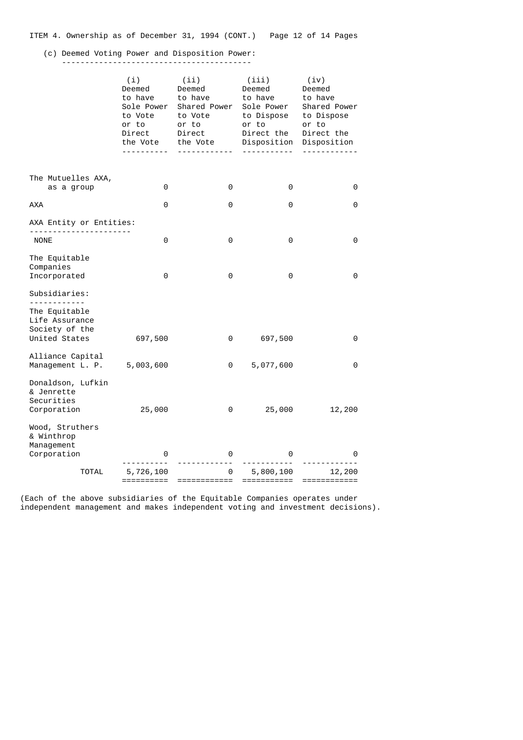ITEM 4. Ownership as of December 31, 1994 (CONT.)

(c) Deemed Voting Power and Disposition Power:

| | (i) Deemed to have Sole Power to Vote or to Direct the Vote | (ii) Deemed to have Shared Power to Vote or to Direct the Vote | (iii) Deemed to have Sole Power to Dispose or to Direct the Disposition | (iv) Deemed to have Shared Power to Dispose or to Direct the Disposition |
|---|---|---|---|---|
| The Mutuelles AXA, as a group | 0 | 0 | 0 | 0 |
| AXA | 0 | 0 | 0 | 0 |
| AXA Entity or Entities: | | | | |
| NONE | 0 | 0 | 0 | 0 |
| The Equitable Companies Incorporated | 0 | 0 | 0 | 0 |
| Subsidiaries: | | | | |
| The Equitable Life Assurance Society of the United States | 697,500 | 0 | 697,500 | 0 |
| Alliance Capital Management L. P. | 5,003,600 | 0 | 5,077,600 | 0 |
| Donaldson, Lufkin & Jenrette Securities Corporation | 25,000 | 0 | 25,000 | 12,200 |
| Wood, Struthers & Winthrop Management Corporation | 0 | 0 | 0 | 0 |
| TOTAL | 5,726,100 | 0 | 5,800,100 | 12,200 |

(Each of the above subsidiaries of the Equitable Companies operates under independent management and makes independent voting and investment decisions).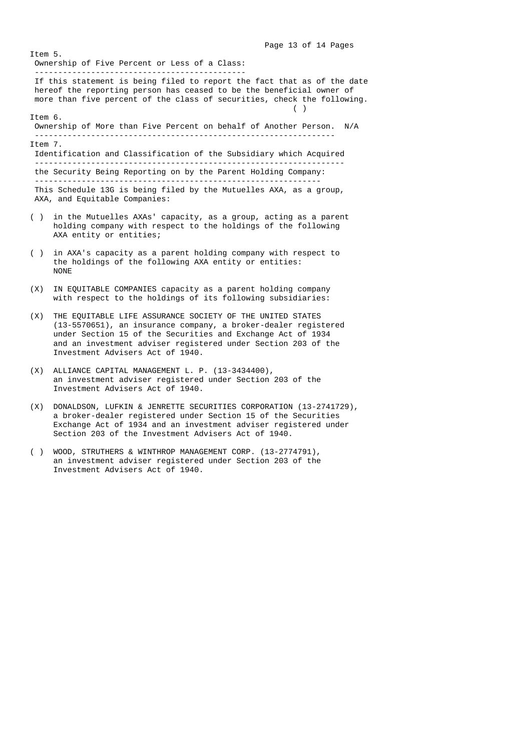Item 5.

**Ownership of Five Percent or Less of a Class:**

If this statement is being filed to report the fact that as of the date hereof the reporting person has ceased to be the beneficial owner of more than five percent of the class of securities, check the following. ( )

Item 6.

**Ownership of More than Five Percent on behalf of Another Person.** N/A

Item 7.

**Identification and Classification of the Subsidiary which Acquired the Security Being Reporting on by the Parent Holding Company:**

This Schedule 13G is being filed by the Mutuelles AXA, as a group, AXA, and Equitable Companies:

( ) in the Mutuelles AXAs' capacity, as a group, acting as a parent holding company with respect to the holdings of the following AXA entity or entities;

( ) in AXA's capacity as a parent holding company with respect to the holdings of the following AXA entity or entities: NONE

(X) IN EQUITABLE COMPANIES capacity as a parent holding company with respect to the holdings of its following subsidiaries:

(X) THE EQUITABLE LIFE ASSURANCE SOCIETY OF THE UNITED STATES (13-5570651), an insurance company, a broker-dealer registered under Section 15 of the Securities and Exchange Act of 1934 and an investment adviser registered under Section 203 of the Investment Advisers Act of 1940.

(X) ALLIANCE CAPITAL MANAGEMENT L. P. (13-3434400), an investment adviser registered under Section 203 of the Investment Advisers Act of 1940.

(X) DONALDSON, LUFKIN & JENRETTE SECURITIES CORPORATION (13-2741729), a broker-dealer registered under Section 15 of the Securities Exchange Act of 1934 and an investment adviser registered under Section 203 of the Investment Advisers Act of 1940.

( ) WOOD, STRUTHERS & WINTHROP MANAGEMENT CORP. (13-2774791), an investment adviser registered under Section 203 of the Investment Advisers Act of 1940.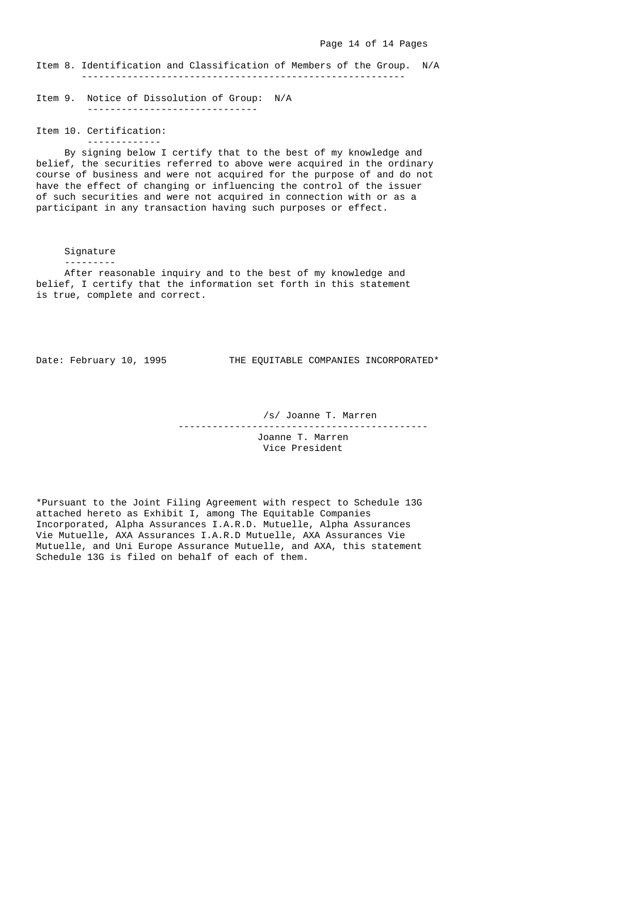**Item 8. Identification and Classification of Members of the Group.** N/A

**Item 9. Notice of Dissolution of Group:** N/A

**Item 10. Certification:**

By signing below I certify that to the best of my knowledge and belief, the securities referred to above were acquired in the ordinary course of business and were not acquired for the purpose of and do not have the effect of changing or influencing the control of the issuer of such securities and were not acquired in connection with or as a participant in any transaction having such purposes or effect.

**Signature**

After reasonable inquiry and to the best of my knowledge and belief, I certify that the information set forth in this statement is true, complete and correct.

Date: February 10, 1995

THE EQUITABLE COMPANIES INCORPORATED*

/s/ Joanne T. Marren

Joanne T. Marren
Vice President

*Pursuant to the Joint Filing Agreement with respect to Schedule 13G attached hereto as Exhibit I, among The Equitable Companies Incorporated, Alpha Assurances I.A.R.D. Mutuelle, Alpha Assurances Vie Mutuelle, AXA Assurances I.A.R.D Mutuelle, AXA Assurances Vie Mutuelle, and Uni Europe Assurance Mutuelle, and AXA, this statement Schedule 13G is filed on behalf of each of them.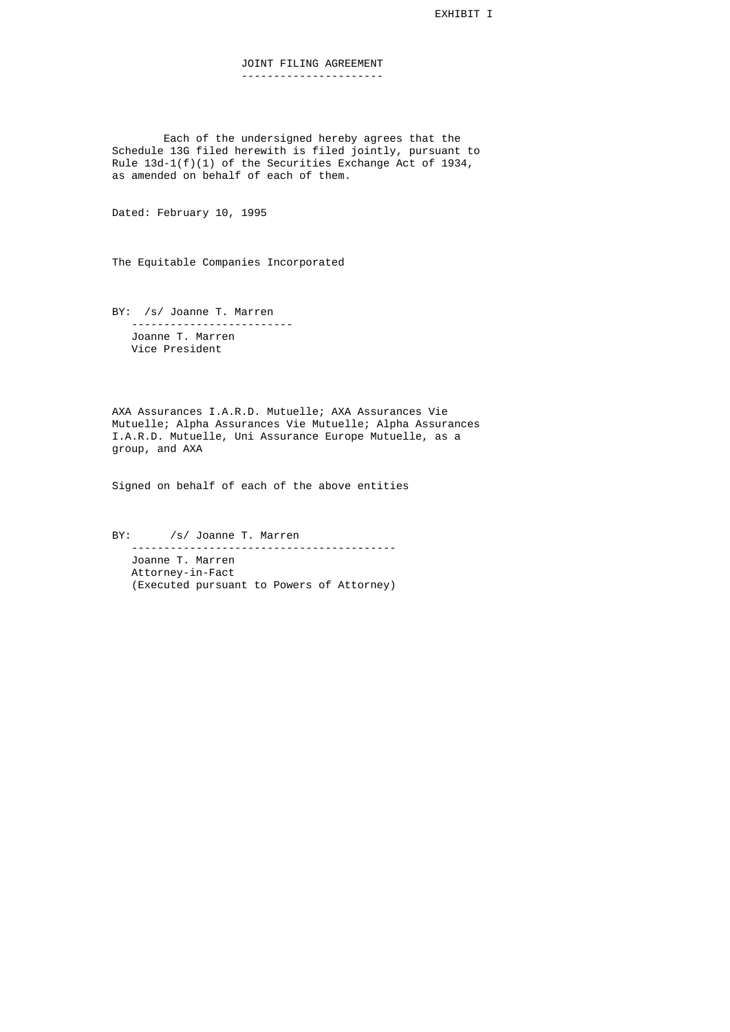EXHIBIT I

## JOINT FILING AGREEMENT

Each of the undersigned hereby agrees that the Schedule 13G filed herewith is filed jointly, pursuant to Rule 13d-1(f)(1) of the Securities Exchange Act of 1934, as amended on behalf of each of them.

Dated: February 10, 1995

The Equitable Companies Incorporated

BY: /s/ Joanne T. Marren
Joanne T. Marren
Vice President

AXA Assurances I.A.R.D. Mutuelle; AXA Assurances Vie Mutuelle; Alpha Assurances Vie Mutuelle; Alpha Assurances I.A.R.D. Mutuelle, Uni Assurance Europe Mutuelle, as a group, and AXA

Signed on behalf of each of the above entities

BY: /s/ Joanne T. Marren
Joanne T. Marren
Attorney-in-Fact
(Executed pursuant to Powers of Attorney)